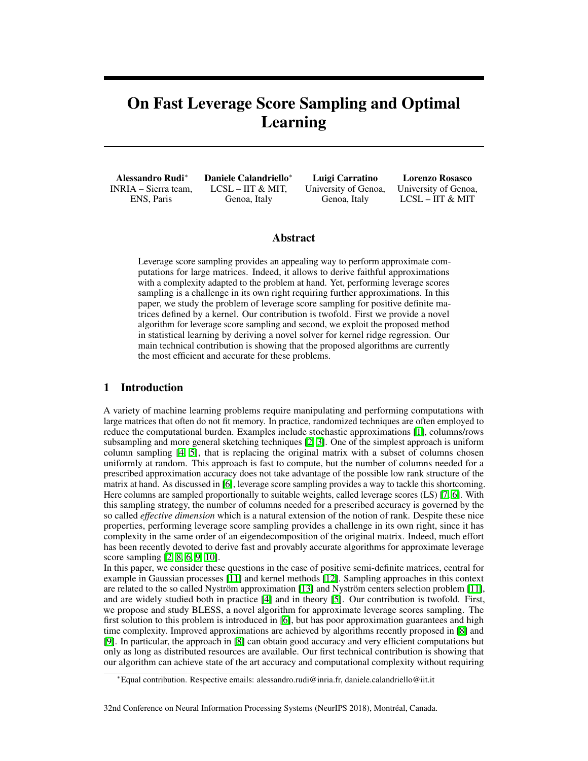# On Fast Leverage Score Sampling and Optimal Learning

**Alessandro Rudi**[*]
INRIA – Sierra team, ENS, Paris

**Daniele Calandriello**[*]
LCSL – IIT & MIT, Genoa, Italy

**Luigi Carratino**
University of Genoa, Genoa, Italy

**Lorenzo Rosasco**
University of Genoa, LCSL – IIT & MIT

## Abstract

Leverage score sampling provides an appealing way to perform approximate computations for large matrices. Indeed, it allows to derive faithful approximations with a complexity adapted to the problem at hand. Yet, performing leverage scores sampling is a challenge in its own right requiring further approximations. In this paper, we study the problem of leverage score sampling for positive definite matrices defined by a kernel. Our contribution is twofold. First we provide a novel algorithm for leverage score sampling and second, we exploit the proposed method in statistical learning by deriving a novel solver for kernel ridge regression. Our main technical contribution is showing that the proposed algorithms are currently the most efficient and accurate for these problems.

## 1 Introduction

A variety of machine learning problems require manipulating and performing computations with large matrices that often do not fit memory. In practice, randomized techniques are often employed to reduce the computational burden. Examples include stochastic approximations [1], columns/rows subsampling and more general sketching techniques [2, 3]. One of the simplest approach is uniform column sampling [4, 5], that is replacing the original matrix with a subset of columns chosen uniformly at random. This approach is fast to compute, but the number of columns needed for a prescribed approximation accuracy does not take advantage of the possible low rank structure of the matrix at hand. As discussed in [6], leverage score sampling provides a way to tackle this shortcoming. Here columns are sampled proportionally to suitable weights, called leverage scores (LS) [7, 6]. With this sampling strategy, the number of columns needed for a prescribed accuracy is governed by the so called *effective dimension* which is a natural extension of the notion of rank. Despite these nice properties, performing leverage score sampling provides a challenge in its own right, since it has complexity in the same order of an eigendecomposition of the original matrix. Indeed, much effort has been recently devoted to derive fast and provably accurate algorithms for approximate leverage score sampling [2, 8, 6, 9, 10].

In this paper, we consider these questions in the case of positive semi-definite matrices, central for example in Gaussian processes [11] and kernel methods [12]. Sampling approaches in this context are related to the so called Nyström approximation [13] and Nyström centers selection problem [11], and are widely studied both in practice [4] and in theory [5]. Our contribution is twofold. First, we propose and study BLESS, a novel algorithm for approximate leverage scores sampling. The first solution to this problem is introduced in [6], but has poor approximation guarantees and high time complexity. Improved approximations are achieved by algorithms recently proposed in [8] and [9]. In particular, the approach in [8] can obtain good accuracy and very efficient computations but only as long as distributed resources are available. Our first technical contribution is showing that our algorithm can achieve state of the art accuracy and computational complexity without requiring

[*]Equal contribution. Respective emails: alessandro.rudi@inria.fr, daniele.calandriello@iit.it

32nd Conference on Neural Information Processing Systems (NeurIPS 2018), Montréal, Canada.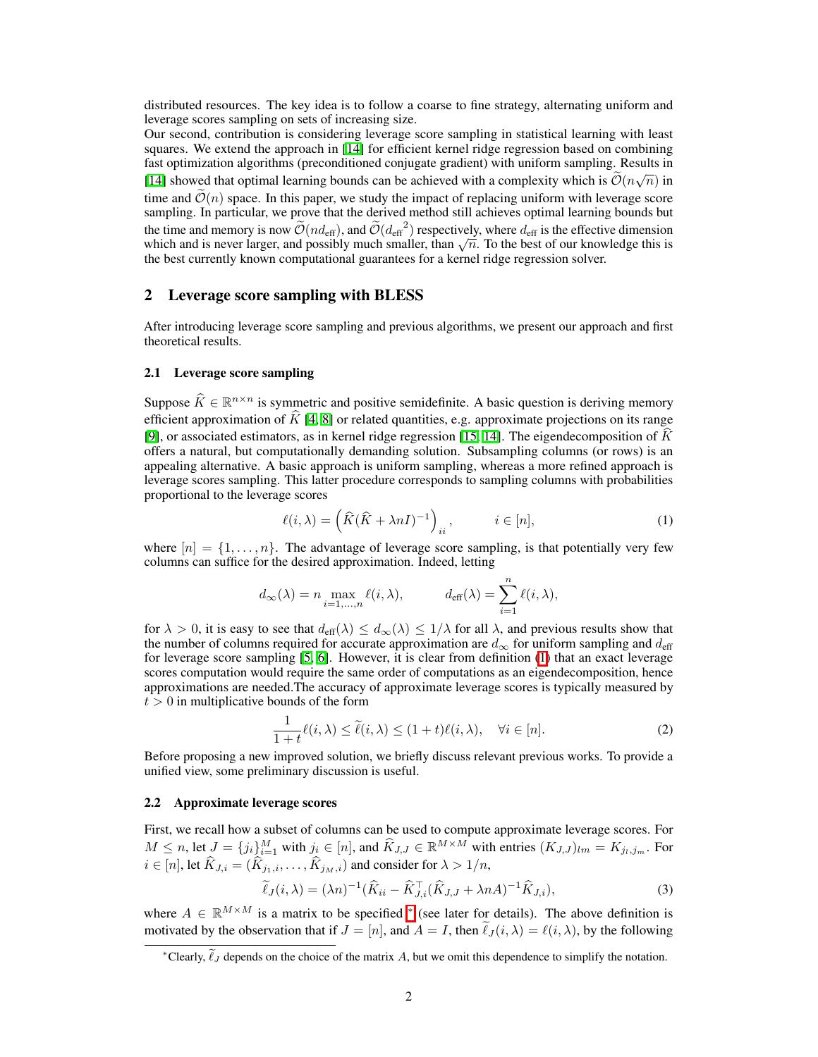distributed resources. The key idea is to follow a coarse to fine strategy, alternating uniform and leverage scores sampling on sets of increasing size.
Our second, contribution is considering leverage score sampling in statistical learning with least squares. We extend the approach in [14] for efficient kernel ridge regression based on combining fast optimization algorithms (preconditioned conjugate gradient) with uniform sampling. Results in [14] showed that optimal learning bounds can be achieved with a complexity which is $\widetilde{\mathcal{O}}(n\sqrt{n})$ in time and $\widetilde{\mathcal{O}}(n)$ space. In this paper, we study the impact of replacing uniform with leverage score sampling. In particular, we prove that the derived method still achieves optimal learning bounds but the time and memory is now $\widetilde{\mathcal{O}}(n d_{\text{eff}})$, and $\widetilde{\mathcal{O}}({d_{\text{eff}}}^2)$ respectively, where $d_{\text{eff}}$ is the effective dimension which and is never larger, and possibly much smaller, than $\sqrt{n}$. To the best of our knowledge this is the best currently known computational guarantees for a kernel ridge regression solver.

## 2 Leverage score sampling with BLESS

After introducing leverage score sampling and previous algorithms, we present our approach and first theoretical results.

### 2.1 Leverage score sampling

Suppose $\widehat{K} \in \mathbb{R}^{n\times n}$ is symmetric and positive semidefinite. A basic question is deriving memory efficient approximation of $\widehat{K}$ [4, 8] or related quantities, e.g. approximate projections on its range [9], or associated estimators, as in kernel ridge regression [15, 14]. The eigendecomposition of $\widehat{K}$ offers a natural, but computationally demanding solution. Subsampling columns (or rows) is an appealing alternative. A basic approach is uniform sampling, whereas a more refined approach is leverage scores sampling. This latter procedure corresponds to sampling columns with probabilities proportional to the leverage scores

$$\ell(i,\lambda) = \left(\widehat{K}(\widehat{K} + \lambda n I)^{-1}\right)_{ii}, \qquad i \in [n], \tag{1}$$

where $[n] = \{1, \ldots, n\}$. The advantage of leverage score sampling, is that potentially very few columns can suffice for the desired approximation. Indeed, letting

$$d_\infty(\lambda) = n \max_{i=1,\ldots,n} \ell(i,\lambda), \qquad d_{\text{eff}}(\lambda) = \sum_{i=1}^{n} \ell(i,\lambda),$$

for $\lambda > 0$, it is easy to see that $d_{\text{eff}}(\lambda) \le d_\infty(\lambda) \le 1/\lambda$ for all $\lambda$, and previous results show that the number of columns required for accurate approximation are $d_\infty$ for uniform sampling and $d_{\text{eff}}$ for leverage score sampling [5, 6]. However, it is clear from definition (1) that an exact leverage scores computation would require the same order of computations as an eigendecomposition, hence approximations are needed.The accuracy of approximate leverage scores is typically measured by $t > 0$ in multiplicative bounds of the form

$$\frac{1}{1+t}\ell(i,\lambda) \le \widetilde{\ell}(i,\lambda) \le (1+t)\ell(i,\lambda), \quad \forall i \in [n]. \tag{2}$$

Before proposing a new improved solution, we briefly discuss relevant previous works. To provide a unified view, some preliminary discussion is useful.

### 2.2 Approximate leverage scores

First, we recall how a subset of columns can be used to compute approximate leverage scores. For $M \le n$, let $J = \{j_i\}_{i=1}^M$ with $j_i \in [n]$, and $\widehat{K}_{J,J} \in \mathbb{R}^{M\times M}$ with entries $(K_{J,J})_{lm} = K_{j_l,j_m}$. For $i \in [n]$, let $\widehat{K}_{J,i} = (\widehat{K}_{j_1,i}, \ldots, \widehat{K}_{j_M,i})$ and consider for $\lambda > 1/n$,

$$\widetilde{\ell}_J(i,\lambda) = (\lambda n)^{-1}(\widehat{K}_{ii} - \widehat{K}_{J,i}^\top(\widehat{K}_{J,J} + \lambda n A)^{-1}\widehat{K}_{J,i}), \tag{3}$$

where $A \in \mathbb{R}^{M\times M}$ is a matrix to be specified [*] (see later for details). The above definition is motivated by the observation that if $J = [n]$, and $A = I$, then $\widetilde{\ell}_J(i,\lambda) = \ell(i,\lambda)$, by the following

[*] Clearly, $\widetilde{\ell}_J$ depends on the choice of the matrix $A$, but we omit this dependence to simplify the notation.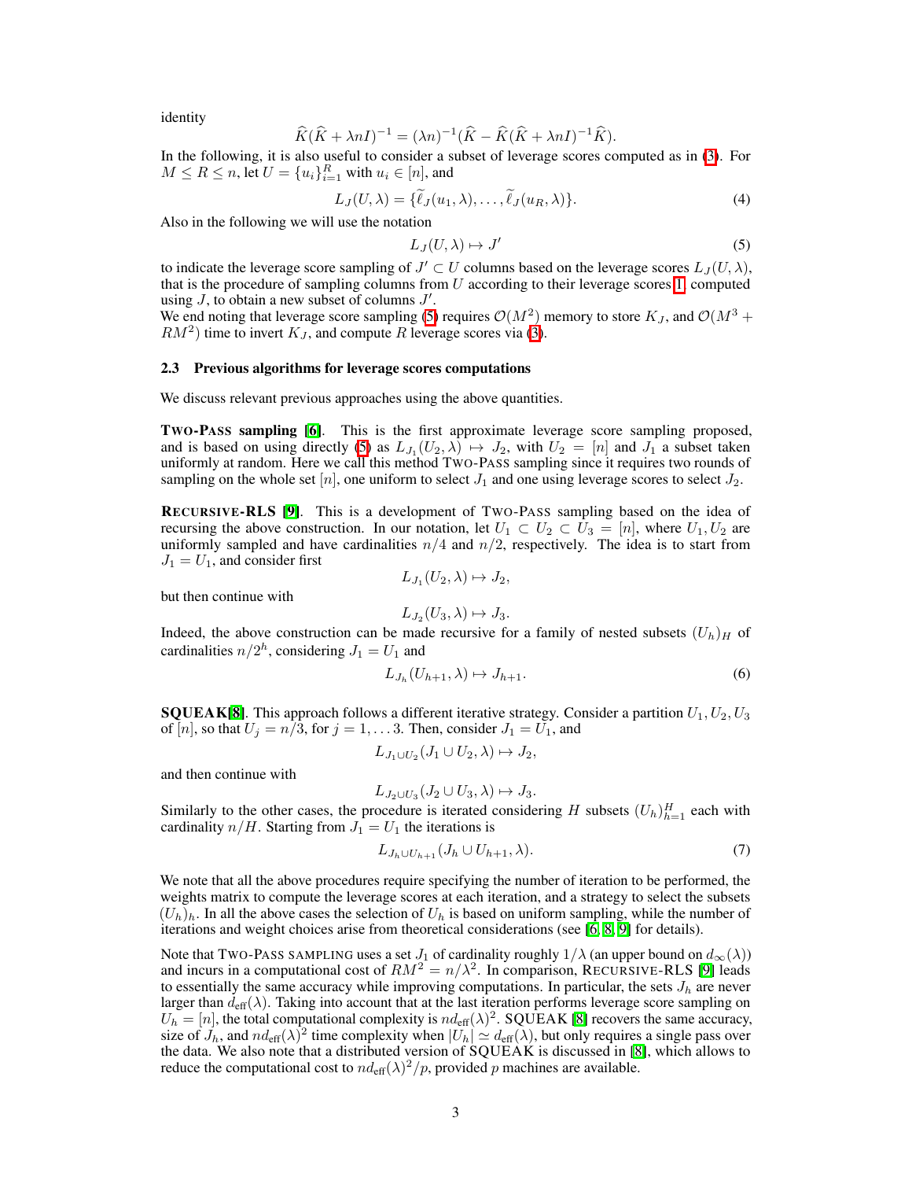identity

$$\widehat{K}(\widehat{K}+\lambda n I)^{-1} = (\lambda n)^{-1}(\widehat{K} - \widehat{K}(\widehat{K}+\lambda n I)^{-1}\widehat{K}).$$

In the following, it is also useful to consider a subset of leverage scores computed as in (3). For $M \leq R \leq n$, let $U = \{u_i\}_{i=1}^R$ with $u_i \in [n]$, and

$$L_J(U, \lambda) = \{\widetilde{\ell}_J(u_1, \lambda), \ldots, \widetilde{\ell}_J(u_R, \lambda)\}. \tag{4}$$

Also in the following we will use the notation

$$L_J(U, \lambda) \mapsto J' \tag{5}$$

to indicate the leverage score sampling of $J' \subset U$ columns based on the leverage scores $L_J(U, \lambda)$, that is the procedure of sampling columns from $U$ according to their leverage scores 1, computed using $J$, to obtain a new subset of columns $J'$.

We end noting that leverage score sampling (5) requires $\mathcal{O}(M^2)$ memory to store $K_J$, and $\mathcal{O}(M^3 + RM^2)$ time to invert $K_J$, and compute $R$ leverage scores via (3).

### 2.3 Previous algorithms for leverage scores computations

We discuss relevant previous approaches using the above quantities.

**TWO-PASS sampling** [6]. This is the first approximate leverage score sampling proposed, and is based on using directly (5) as $L_{J_1}(U_2, \lambda) \mapsto J_2$, with $U_2 = [n]$ and $J_1$ a subset taken uniformly at random. Here we call this method TWO-PASS sampling since it requires two rounds of sampling on the whole set $[n]$, one uniform to select $J_1$ and one using leverage scores to select $J_2$.

**RECURSIVE-RLS** [9]. This is a development of TWO-PASS sampling based on the idea of recursing the above construction. In our notation, let $U_1 \subset U_2 \subset U_3 = [n]$, where $U_1, U_2$ are uniformly sampled and have cardinalities $n/4$ and $n/2$, respectively. The idea is to start from $J_1 = U_1$, and consider first

$$L_{J_1}(U_2, \lambda) \mapsto J_2,$$

but then continue with

$$L_{J_2}(U_3, \lambda) \mapsto J_3.$$

Indeed, the above construction can be made recursive for a family of nested subsets $(U_h)_H$ of cardinalities $n/2^h$, considering $J_1 = U_1$ and

$$L_{J_h}(U_{h+1}, \lambda) \mapsto J_{h+1}. \tag{6}$$

**SQUEAK**[8]. This approach follows a different iterative strategy. Consider a partition $U_1, U_2, U_3$ of $[n]$, so that $U_j = n/3$, for $j = 1, \ldots 3$. Then, consider $J_1 = U_1$, and

$$L_{J_1 \cup U_2}(J_1 \cup U_2, \lambda) \mapsto J_2,$$

and then continue with

$$L_{J_2 \cup U_3}(J_2 \cup U_3, \lambda) \mapsto J_3.$$

Similarly to the other cases, the procedure is iterated considering $H$ subsets $(U_h)_{h=1}^H$ each with cardinality $n/H$. Starting from $J_1 = U_1$ the iterations is

$$L_{J_h \cup U_{h+1}}(J_h \cup U_{h+1}, \lambda). \tag{7}$$

We note that all the above procedures require specifying the number of iteration to be performed, the weights matrix to compute the leverage scores at each iteration, and a strategy to select the subsets $(U_h)_h$. In all the above cases the selection of $U_h$ is based on uniform sampling, while the number of iterations and weight choices arise from theoretical considerations (see [6, 8, 9] for details).

Note that TWO-PASS SAMPLING uses a set $J_1$ of cardinality roughly $1/\lambda$ (an upper bound on $d_\infty(\lambda)$) and incurs in a computational cost of $RM^2 = n/\lambda^2$. In comparison, RECURSIVE-RLS [9] leads to essentially the same accuracy while improving computations. In particular, the sets $J_h$ are never larger than $d_{\text{eff}}(\lambda)$. Taking into account that at the last iteration performs leverage score sampling on $U_h = [n]$, the total computational complexity is $n d_{\text{eff}}(\lambda)^2$. SQUEAK [8] recovers the same accuracy, size of $J_h$, and $n d_{\text{eff}}(\lambda)^2$ time complexity when $|U_h| \simeq d_{\text{eff}}(\lambda)$, but only requires a single pass over the data. We also note that a distributed version of SQUEAK is discussed in [8], which allows to reduce the computational cost to $n d_{\text{eff}}(\lambda)^2/p$, provided $p$ machines are available.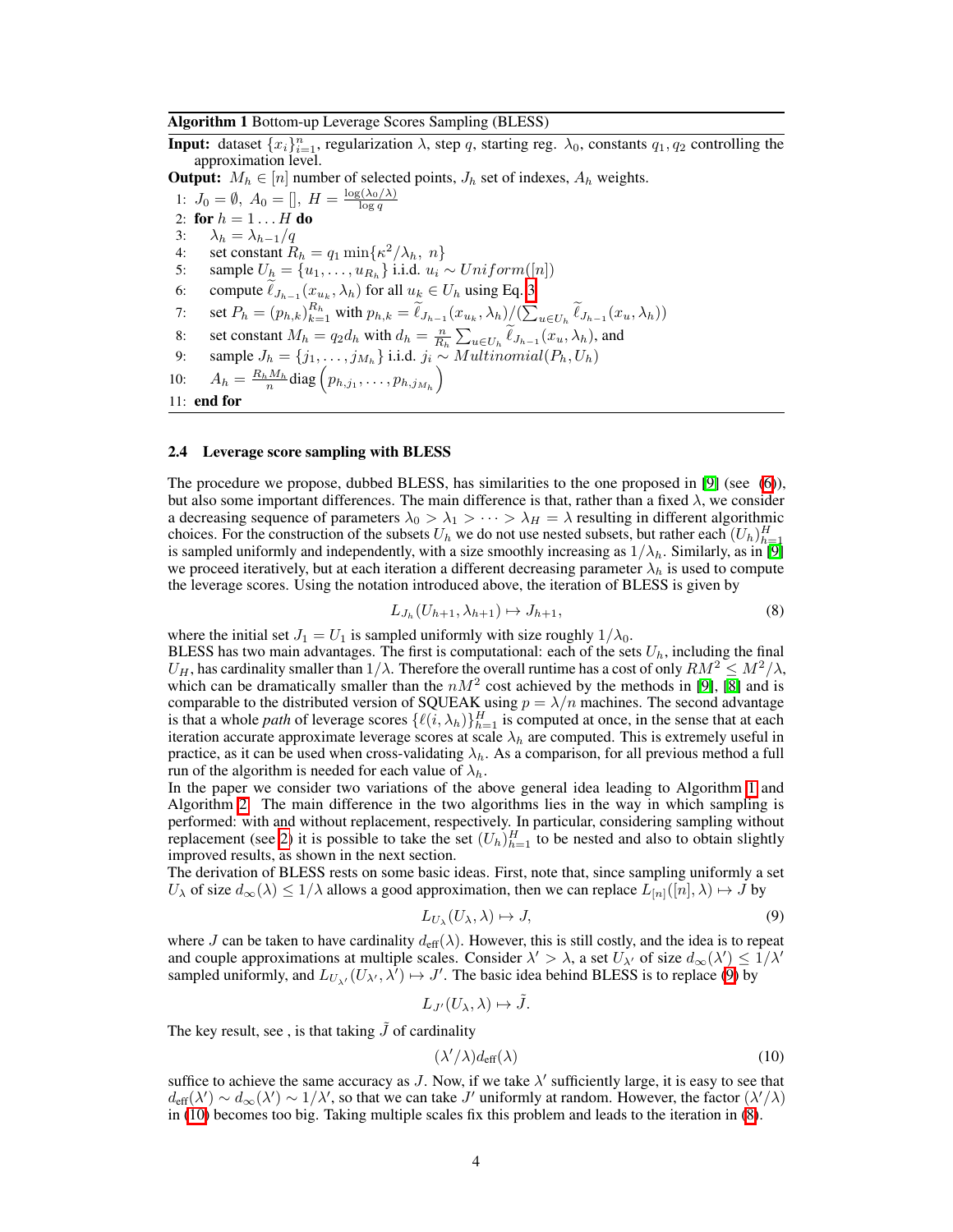**Algorithm 1** Bottom-up Leverage Scores Sampling (BLESS)

**Input:** dataset $\{x_i\}_{i=1}^n$, regularization $\lambda$, step $q$, starting reg. $\lambda_0$, constants $q_1, q_2$ controlling the approximation level.

**Output:** $M_h \in [n]$ number of selected points, $J_h$ set of indexes, $A_h$ weights.

1: $J_0 = \emptyset,\ A_0 = [],\ H = \frac{\log(\lambda_0/\lambda)}{\log q}$
2: **for** $h = 1 \dots H$ **do**
3: $\quad \lambda_h = \lambda_{h-1}/q$
4: $\quad$ set constant $R_h = q_1 \min\{\kappa^2/\lambda_h,\ n\}$
5: $\quad$ sample $U_h = \{u_1, \dots, u_{R_h}\}$ i.i.d. $u_i \sim Uniform([n])$
6: $\quad$ compute $\widetilde{\ell}_{J_{h-1}}(x_{u_k}, \lambda_h)$ for all $u_k \in U_h$ using Eq. 3
7: $\quad$ set $P_h = (p_{h,k})_{k=1}^{R_h}$ with $p_{h,k} = \widetilde{\ell}_{J_{h-1}}(x_{u_k}, \lambda_h) / (\sum_{u \in U_h} \widetilde{\ell}_{J_{h-1}}(x_u, \lambda_h))$
8: $\quad$ set constant $M_h = q_2 d_h$ with $d_h = \frac{n}{R_h} \sum_{u \in U_h} \widetilde{\ell}_{J_{h-1}}(x_u, \lambda_h)$, and
9: $\quad$ sample $J_h = \{j_1, \dots, j_{M_h}\}$ i.i.d. $j_i \sim Multinomial(P_h, U_h)$
10: $\quad A_h = \frac{R_h M_h}{n} \operatorname{diag}\left(p_{h,j_1}, \dots, p_{h,j_{M_h}}\right)$
11: **end for**

### 2.4 Leverage score sampling with BLESS

The procedure we propose, dubbed BLESS, has similarities to the one proposed in [9] (see (6)), but also some important differences. The main difference is that, rather than a fixed $\lambda$, we consider a decreasing sequence of parameters $\lambda_0 > \lambda_1 > \dots > \lambda_H = \lambda$ resulting in different algorithmic choices. For the construction of the subsets $U_h$ we do not use nested subsets, but rather each $(U_h)_{h=1}^H$ is sampled uniformly and independently, with a size smoothly increasing as $1/\lambda_h$. Similarly, as in [9] we proceed iteratively, but at each iteration a different decreasing parameter $\lambda_h$ is used to compute the leverage scores. Using the notation introduced above, the iteration of BLESS is given by

$$L_{J_h}(U_{h+1}, \lambda_{h+1}) \mapsto J_{h+1}, \tag{8}$$

where the initial set $J_1 = U_1$ is sampled uniformly with size roughly $1/\lambda_0$.
BLESS has two main advantages. The first is computational: each of the sets $U_h$, including the final $U_H$, has cardinality smaller than $1/\lambda$. Therefore the overall runtime has a cost of only $RM^2 \le M^2/\lambda$, which can be dramatically smaller than the $nM^2$ cost achieved by the methods in [9], [8] and is comparable to the distributed version of SQUEAK using $p = \lambda/n$ machines. The second advantage is that a whole *path* of leverage scores $\{\ell(i, \lambda_h)\}_{h=1}^H$ is computed at once, in the sense that at each iteration accurate approximate leverage scores at scale $\lambda_h$ are computed. This is extremely useful in practice, as it can be used when cross-validating $\lambda_h$. As a comparison, for all previous method a full run of the algorithm is needed for each value of $\lambda_h$.
In the paper we consider two variations of the above general idea leading to Algorithm 1 and Algorithm 2. The main difference in the two algorithms lies in the way in which sampling is performed: with and without replacement, respectively. In particular, considering sampling without replacement (see 2) it is possible to take the set $(U_h)_{h=1}^H$ to be nested and also to obtain slightly improved results, as shown in the next section.
The derivation of BLESS rests on some basic ideas. First, note that, since sampling uniformly a set $U_\lambda$ of size $d_\infty(\lambda) \le 1/\lambda$ allows a good approximation, then we can replace $L_{[n]}([n], \lambda) \mapsto J$ by

$$L_{U_\lambda}(U_\lambda, \lambda) \mapsto J, \tag{9}$$

where $J$ can be taken to have cardinality $d_{\text{eff}}(\lambda)$. However, this is still costly, and the idea is to repeat and couple approximations at multiple scales. Consider $\lambda' > \lambda$, a set $U_{\lambda'}$ of size $d_\infty(\lambda') \le 1/\lambda'$ sampled uniformly, and $L_{U_{\lambda'}}(U_{\lambda'}, \lambda') \mapsto J'$. The basic idea behind BLESS is to replace (9) by

$$L_{J'}(U_\lambda, \lambda) \mapsto \tilde{J}.$$

The key result, see , is that taking $\tilde{J}$ of cardinality

$$(\lambda'/\lambda) d_{\text{eff}}(\lambda) \tag{10}$$

suffice to achieve the same accuracy as $J$. Now, if we take $\lambda'$ sufficiently large, it is easy to see that $d_{\text{eff}}(\lambda') \sim d_\infty(\lambda') \sim 1/\lambda'$, so that we can take $J'$ uniformly at random. However, the factor $(\lambda'/\lambda)$ in (10) becomes too big. Taking multiple scales fix this problem and leads to the iteration in (8).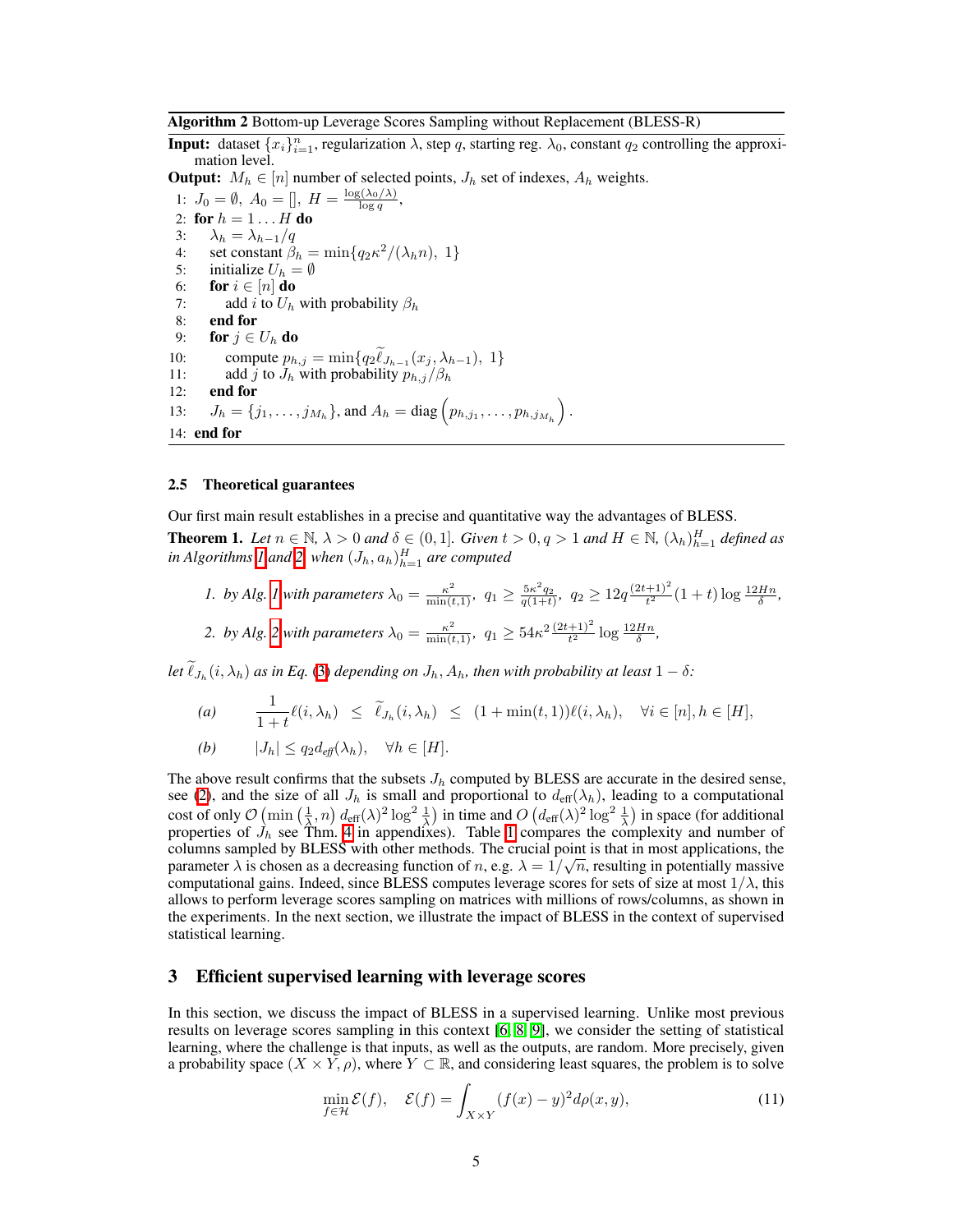**Algorithm 2** Bottom-up Leverage Scores Sampling without Replacement (BLESS-R)

**Input:** dataset $\{x_i\}_{i=1}^n$, regularization $\lambda$, step $q$, starting reg. $\lambda_0$, constant $q_2$ controlling the approximation level.

**Output:** $M_h \in [n]$ number of selected points, $J_h$ set of indexes, $A_h$ weights.

1: $J_0 = \emptyset,\ A_0 = [],\ H = \frac{\log(\lambda_0/\lambda)}{\log q}$,
2: **for** $h = 1 \ldots H$ **do**
3: $\quad\lambda_h = \lambda_{h-1}/q$
4: $\quad$set constant $\beta_h = \min\{q_2\kappa^2/(\lambda_h n),\ 1\}$
5: $\quad$initialize $U_h = \emptyset$
6: $\quad$**for** $i \in [n]$ **do**
7: $\quad\quad$add $i$ to $U_h$ with probability $\beta_h$
8: $\quad$**end for**
9: $\quad$**for** $j \in U_h$ **do**
10: $\quad\quad$compute $p_{h,j} = \min\{q_2 \widetilde{\ell}_{J_{h-1}}(x_j, \lambda_{h-1}),\ 1\}$
11: $\quad\quad$add $j$ to $J_h$ with probability $p_{h,j}/\beta_h$
12: $\quad$**end for**
13: $\quad J_h = \{j_1, \ldots, j_{M_h}\}$, and $A_h = \operatorname{diag}\left(p_{h,j_1}, \ldots, p_{h,j_{M_h}}\right)$.
14: **end for**

### 2.5 Theoretical guarantees

Our first main result establishes in a precise and quantitative way the advantages of BLESS.

**Theorem 1.** *Let $n \in \mathbb{N}$, $\lambda > 0$ and $\delta \in (0, 1]$. Given $t > 0, q > 1$ and $H \in \mathbb{N}$, $(\lambda_h)_{h=1}^H$ defined as in Algorithms 1 and 2, when $(J_h, a_h)_{h=1}^H$ are computed*

1. *by Alg. 1 with parameters $\lambda_0 = \frac{\kappa^2}{\min(t,1)}$, $q_1 \geq \frac{5\kappa^2 q_2}{q(1+t)}$, $q_2 \geq 12q\frac{(2t+1)^2}{t^2}(1+t)\log\frac{12Hn}{\delta}$,*
2. *by Alg. 2 with parameters $\lambda_0 = \frac{\kappa^2}{\min(t,1)}$, $q_1 \geq 54\kappa^2 \frac{(2t+1)^2}{t^2}\log\frac{12Hn}{\delta}$,*

*let $\widetilde{\ell}_{J_h}(i, \lambda_h)$ as in Eq. (3) depending on $J_h, A_h$, then with probability at least $1 - \delta$:*

$$\text{(a)} \qquad \frac{1}{1+t}\ell(i, \lambda_h) \ \leq \ \widetilde{\ell}_{J_h}(i, \lambda_h) \ \leq \ (1 + \min(t,1))\ell(i, \lambda_h), \quad \forall i \in [n], h \in [H],$$

$$\text{(b)} \qquad |J_h| \leq q_2 d_{\text{eff}}(\lambda_h), \quad \forall h \in [H].$$

The above result confirms that the subsets $J_h$ computed by BLESS are accurate in the desired sense, see (2), and the size of all $J_h$ is small and proportional to $d_{\text{eff}}(\lambda_h)$, leading to a computational cost of only $\mathcal{O}\left(\min\left(\frac{1}{\lambda}, n\right) d_{\text{eff}}(\lambda)^2 \log^2 \frac{1}{\lambda}\right)$ in time and $O\left(d_{\text{eff}}(\lambda)^2 \log^2 \frac{1}{\lambda}\right)$ in space (for additional properties of $J_h$ see Thm. 4 in appendixes). Table 1 compares the complexity and number of columns sampled by BLESS with other methods. The crucial point is that in most applications, the parameter $\lambda$ is chosen as a decreasing function of $n$, e.g. $\lambda = 1/\sqrt{n}$, resulting in potentially massive computational gains. Indeed, since BLESS computes leverage scores for sets of size at most $1/\lambda$, this allows to perform leverage scores sampling on matrices with millions of rows/columns, as shown in the experiments. In the next section, we illustrate the impact of BLESS in the context of supervised statistical learning.

## 3 Efficient supervised learning with leverage scores

In this section, we discuss the impact of BLESS in a supervised learning. Unlike most previous results on leverage scores sampling in this context [6, 8, 9], we consider the setting of statistical learning, where the challenge is that inputs, as well as the outputs, are random. More precisely, given a probability space $(X \times Y, \rho)$, where $Y \subset \mathbb{R}$, and considering least squares, the problem is to solve

$$\min_{f \in \mathcal{H}} \mathcal{E}(f), \quad \mathcal{E}(f) = \int_{X \times Y} (f(x) - y)^2 d\rho(x, y), \tag{11}$$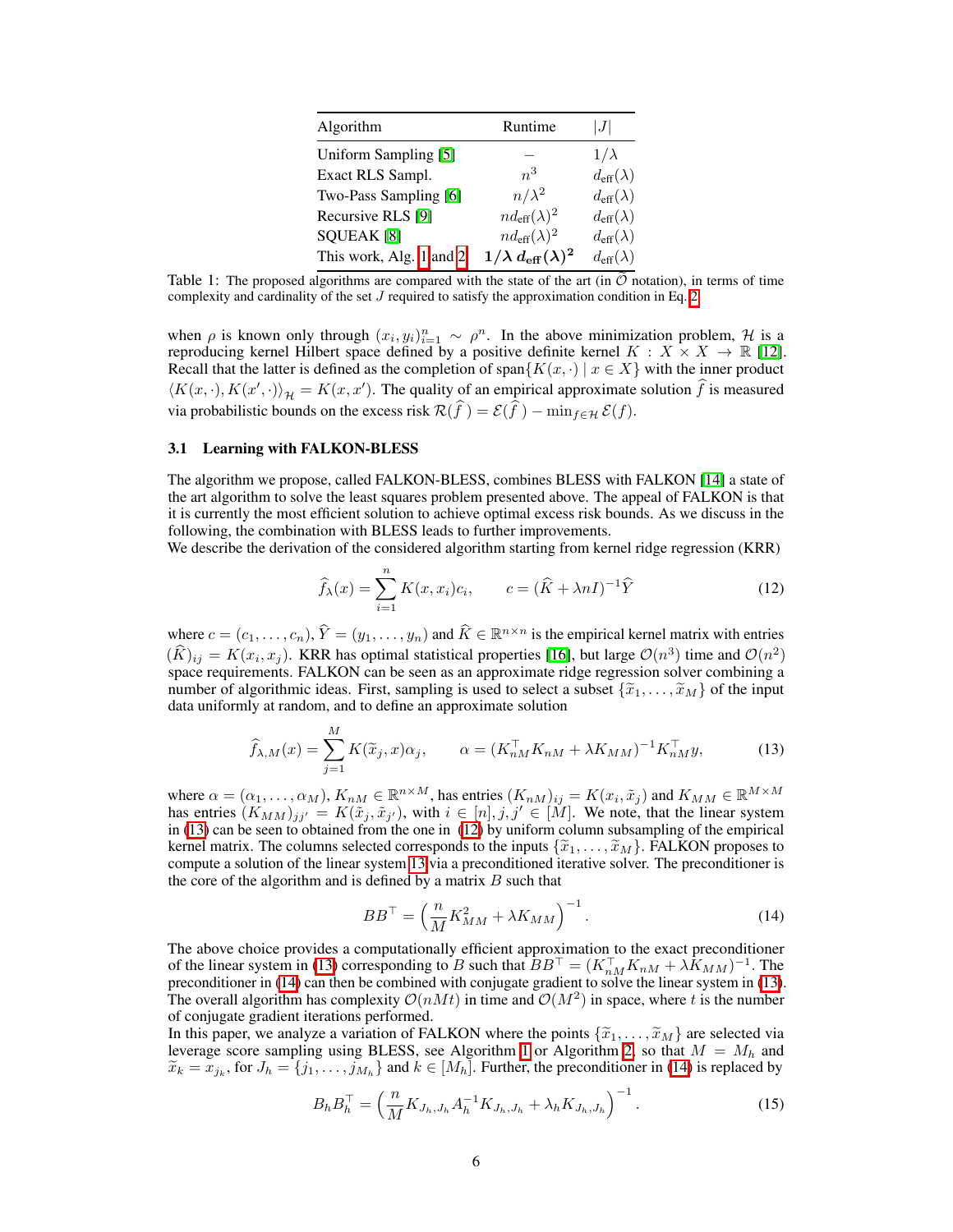| Algorithm | Runtime | $\lvert J \rvert$ |
|---|---|---|
| Uniform Sampling [5] | – | $1/\lambda$ |
| Exact RLS Sampl. | $n^3$ | $d_{\text{eff}}(\lambda)$ |
| Two-Pass Sampling [6] | $n/\lambda^2$ | $d_{\text{eff}}(\lambda)$ |
| Recursive RLS [9] | $nd_{\text{eff}}(\lambda)^2$ | $d_{\text{eff}}(\lambda)$ |
| SQUEAK [8] | $nd_{\text{eff}}(\lambda)^2$ | $d_{\text{eff}}(\lambda)$ |
| This work, Alg. 1 and 2 | $\mathbf{1/\lambda \, d_{\text{eff}}(\lambda)^2}$ | $d_{\text{eff}}(\lambda)$ |

Table 1: The proposed algorithms are compared with the state of the art (in $\widetilde{\mathcal{O}}$ notation), in terms of time complexity and cardinality of the set $J$ required to satisfy the approximation condition in Eq. 2.

when $\rho$ is known only through $(x_i, y_i)_{i=1}^n \sim \rho^n$. In the above minimization problem, $\mathcal{H}$ is a reproducing kernel Hilbert space defined by a positive definite kernel $K : X \times X \to \mathbb{R}$ [12]. Recall that the latter is defined as the completion of $\text{span}\{K(x, \cdot) \mid x \in X\}$ with the inner product $\langle K(x, \cdot), K(x', \cdot)\rangle_{\mathcal{H}} = K(x, x')$. The quality of an empirical approximate solution $\widehat{f}$ is measured via probabilistic bounds on the excess risk $\mathcal{R}(\widehat{f}\,) = \mathcal{E}(\widehat{f}\,) - \min_{f \in \mathcal{H}} \mathcal{E}(f)$.

### 3.1 Learning with FALKON-BLESS

The algorithm we propose, called FALKON-BLESS, combines BLESS with FALKON [14] a state of the art algorithm to solve the least squares problem presented above. The appeal of FALKON is that it is currently the most efficient solution to achieve optimal excess risk bounds. As we discuss in the following, the combination with BLESS leads to further improvements.

We describe the derivation of the considered algorithm starting from kernel ridge regression (KRR)

$$\widehat{f}_\lambda(x) = \sum_{i=1}^n K(x, x_i) c_i, \qquad c = (\widehat{K} + \lambda n I)^{-1} \widehat{Y} \tag{12}$$

where $c = (c_1, \dots, c_n)$, $\widehat{Y} = (y_1, \dots, y_n)$ and $\widehat{K} \in \mathbb{R}^{n \times n}$ is the empirical kernel matrix with entries $(\widehat{K})_{ij} = K(x_i, x_j)$. KRR has optimal statistical properties [16], but large $\mathcal{O}(n^3)$ time and $\mathcal{O}(n^2)$ space requirements. FALKON can be seen as an approximate ridge regression solver combining a number of algorithmic ideas. First, sampling is used to select a subset $\{\widetilde{x}_1, \dots, \widetilde{x}_M\}$ of the input data uniformly at random, and to define an approximate solution

$$\widehat{f}_{\lambda, M}(x) = \sum_{j=1}^M K(\widetilde{x}_j, x)\alpha_j, \qquad \alpha = (K_{nM}^\top K_{nM} + \lambda K_{MM})^{-1} K_{nM}^\top y, \tag{13}$$

where $\alpha = (\alpha_1, \dots, \alpha_M)$, $K_{nM} \in \mathbb{R}^{n \times M}$, has entries $(K_{nM})_{ij} = K(x_i, \tilde{x}_j)$ and $K_{MM} \in \mathbb{R}^{M \times M}$ has entries $(K_{MM})_{jj'} = K(\tilde{x}_j, \tilde{x}_{j'})$, with $i \in [n], j, j' \in [M]$. We note, that the linear system in (13) can be seen to obtained from the one in (12) by uniform column subsampling of the empirical kernel matrix. The columns selected corresponds to the inputs $\{\widetilde{x}_1, \dots, \widetilde{x}_M\}$. FALKON proposes to compute a solution of the linear system 13 via a preconditioned iterative solver. The preconditioner is the core of the algorithm and is defined by a matrix $B$ such that

$$BB^\top = \left(\frac{n}{M} K_{MM}^2 + \lambda K_{MM}\right)^{-1}. \tag{14}$$

The above choice provides a computationally efficient approximation to the exact preconditioner of the linear system in (13) corresponding to $B$ such that $BB^\top = (K_{nM}^\top K_{nM} + \lambda K_{MM})^{-1}$. The preconditioner in (14) can then be combined with conjugate gradient to solve the linear system in (13). The overall algorithm has complexity $\mathcal{O}(nMt)$ in time and $\mathcal{O}(M^2)$ in space, where $t$ is the number of conjugate gradient iterations performed.

In this paper, we analyze a variation of FALKON where the points $\{\widetilde{x}_1, \dots, \widetilde{x}_M\}$ are selected via leverage score sampling using BLESS, see Algorithm 1 or Algorithm 2, so that $M = M_h$ and $\widetilde{x}_k = x_{j_k}$, for $J_h = \{j_1, \dots, j_{M_h}\}$ and $k \in [M_h]$. Further, the preconditioner in (14) is replaced by

$$B_h B_h^\top = \left(\frac{n}{M} K_{J_h, J_h} A_h^{-1} K_{J_h, J_h} + \lambda_h K_{J_h, J_h}\right)^{-1}. \tag{15}$$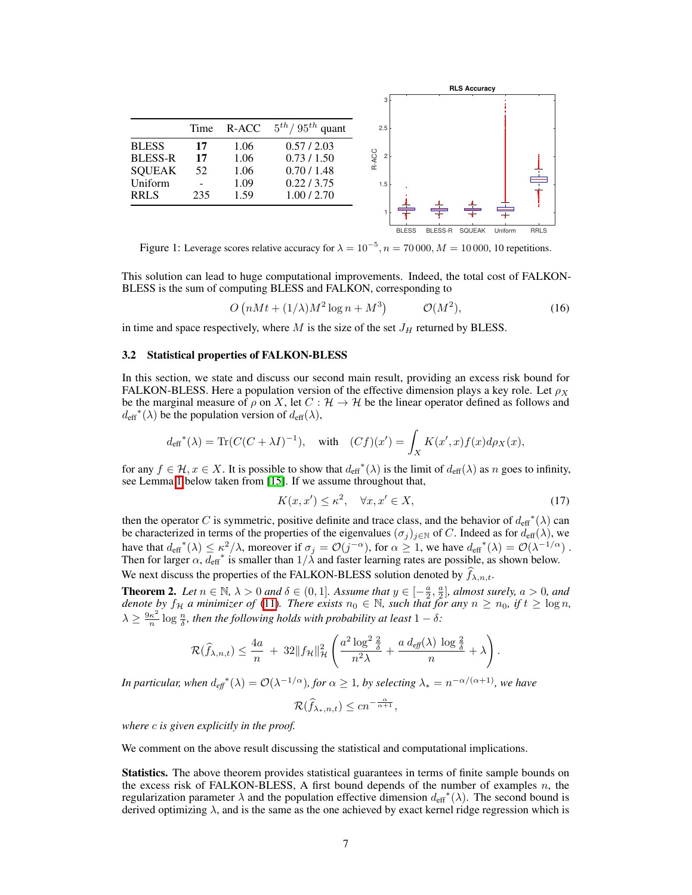|  | Time | R-ACC | $5^{th}$ / $95^{th}$ quant |
|---|---|---|---|
| BLESS | **17** | 1.06 | 0.57 / 2.03 |
| BLESS-R | **17** | 1.06 | 0.73 / 1.50 |
| SQUEAK | 52 | 1.06 | 0.70 / 1.48 |
| Uniform | - | 1.09 | 0.22 / 3.75 |
| RRLS | 235 | 1.59 | 1.00 / 2.70 |

Figure 1: Leverage scores relative accuracy for $\lambda = 10^{-5}$, $n = 70\,000$, $M = 10\,000$, 10 repetitions.

This solution can lead to huge computational improvements. Indeed, the total cost of FALKON-BLESS is the sum of computing BLESS and FALKON, corresponding to

$$O\left(nMt + (1/\lambda)M^2 \log n + M^3\right) \qquad \mathcal{O}(M^2), \tag{16}$$

in time and space respectively, where $M$ is the size of the set $J_H$ returned by BLESS.

### 3.2 Statistical properties of FALKON-BLESS

In this section, we state and discuss our second main result, providing an excess risk bound for FALKON-BLESS. Here a population version of the effective dimension plays a key role. Let $\rho_X$ be the marginal measure of $\rho$ on $X$, let $C : \mathcal{H} \to \mathcal{H}$ be the linear operator defined as follows and $d_{\text{eff}}{}^*(\lambda)$ be the population version of $d_{\text{eff}}(\lambda)$,

$$d_{\text{eff}}{}^*(\lambda) = \operatorname{Tr}(C(C + \lambda I)^{-1}), \quad \text{with} \quad (Cf)(x') = \int_X K(x', x) f(x) d\rho_X(x),$$

for any $f \in \mathcal{H}, x \in X$. It is possible to show that $d_{\text{eff}}{}^*(\lambda)$ is the limit of $d_{\text{eff}}(\lambda)$ as $n$ goes to infinity, see Lemma 1 below taken from [15]. If we assume throughout that,

$$K(x, x') \leq \kappa^2, \quad \forall x, x' \in X, \tag{17}$$

then the operator $C$ is symmetric, positive definite and trace class, and the behavior of $d_{\text{eff}}{}^*(\lambda)$ can be characterized in terms of the properties of the eigenvalues $(\sigma_j)_{j \in \mathbb{N}}$ of $C$. Indeed as for $d_{\text{eff}}(\lambda)$, we have that $d_{\text{eff}}{}^*(\lambda) \leq \kappa^2/\lambda$, moreover if $\sigma_j = \mathcal{O}(j^{-\alpha})$, for $\alpha \geq 1$, we have $d_{\text{eff}}{}^*(\lambda) = \mathcal{O}(\lambda^{-1/\alpha})$ . Then for larger $\alpha$, $d_{\text{eff}}{}^*$ is smaller than $1/\lambda$ and faster learning rates are possible, as shown below.

We next discuss the properties of the FALKON-BLESS solution denoted by $\widehat{f}_{\lambda,n,t}$.

**Theorem 2.** *Let $n \in \mathbb{N}$, $\lambda > 0$ and $\delta \in (0, 1]$. Assume that $y \in [-\frac{a}{2}, \frac{a}{2}]$, almost surely, $a > 0$, and denote by $f_{\mathcal{H}}$ a minimizer of (11). There exists $n_0 \in \mathbb{N}$, such that for any $n \geq n_0$, if $t \geq \log n$, $\lambda \geq \frac{9\kappa^2}{n} \log \frac{n}{\delta}$, then the following holds with probability at least $1 - \delta$:*

$$\mathcal{R}(\widehat{f}_{\lambda,n,t}) \leq \frac{4a}{n} \; + \; 32\|f_{\mathcal{H}}\|_{\mathcal{H}}^2 \left( \frac{a^2 \log^2 \frac{2}{\delta}}{n^2 \lambda} + \frac{a \; d_{\text{eff}}(\lambda) \; \log \frac{2}{\delta}}{n} + \lambda \right).$$

*In particular, when $d_{\text{eff}}{}^*(\lambda) = \mathcal{O}(\lambda^{-1/\alpha})$, for $\alpha \geq 1$, by selecting $\lambda_* = n^{-\alpha/(\alpha+1)}$, we have*

$$\mathcal{R}(\widehat{f}_{\lambda_*,n,t}) \leq cn^{-\frac{\alpha}{\alpha+1}},$$

*where $c$ is given explicitly in the proof.*

We comment on the above result discussing the statistical and computational implications.

**Statistics.** The above theorem provides statistical guarantees in terms of finite sample bounds on the excess risk of FALKON-BLESS, A first bound depends of the number of examples $n$, the regularization parameter $\lambda$ and the population effective dimension $d_{\text{eff}}{}^*(\lambda)$. The second bound is derived optimizing $\lambda$, and is the same as the one achieved by exact kernel ridge regression which is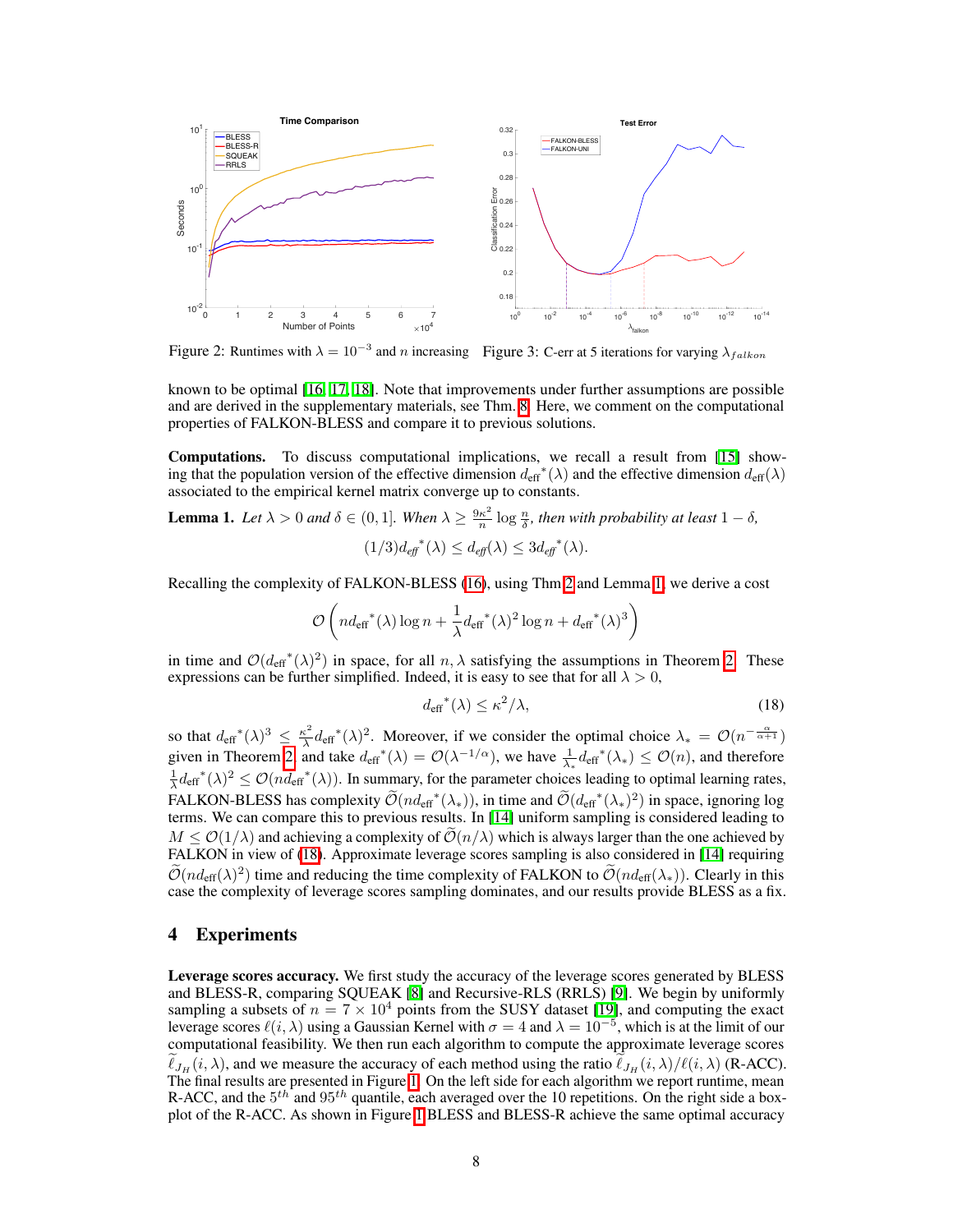Figure 2: Runtimes with $\lambda = 10^{-3}$ and $n$ increasing

Figure 3: C-err at 5 iterations for varying $\lambda_{falkon}$

known to be optimal [16, 17, 18]. Note that improvements under further assumptions are possible and are derived in the supplementary materials, see Thm. 8. Here, we comment on the computational properties of FALKON-BLESS and compare it to previous solutions.

**Computations.** To discuss computational implications, we recall a result from [15] showing that the population version of the effective dimension $d_{\text{eff}}^*(\lambda)$ and the effective dimension $d_{\text{eff}}(\lambda)$ associated to the empirical kernel matrix converge up to constants.

**Lemma 1.** *Let $\lambda > 0$ and $\delta \in (0, 1]$. When $\lambda \geq \frac{9\kappa^2}{n} \log \frac{n}{\delta}$, then with probability at least $1 - \delta$,*

$$(1/3) d_{\text{eff}}^*(\lambda) \leq d_{\text{eff}}(\lambda) \leq 3 d_{\text{eff}}^*(\lambda).$$

Recalling the complexity of FALKON-BLESS (16), using Thm 2 and Lemma 1, we derive a cost

$$\mathcal{O}\left(n d_{\text{eff}}^*(\lambda) \log n + \frac{1}{\lambda} d_{\text{eff}}^*(\lambda)^2 \log n + d_{\text{eff}}^*(\lambda)^3\right)$$

in time and $\mathcal{O}(d_{\text{eff}}^*(\lambda)^2)$ in space, for all $n, \lambda$ satisfying the assumptions in Theorem 2. These expressions can be further simplified. Indeed, it is easy to see that for all $\lambda > 0$,

$$d_{\text{eff}}^*(\lambda) \leq \kappa^2/\lambda, \tag{18}$$

so that $d_{\text{eff}}^*(\lambda)^3 \leq \frac{\kappa^2}{\lambda} d_{\text{eff}}^*(\lambda)^2$. Moreover, if we consider the optimal choice $\lambda_* = \mathcal{O}(n^{-\frac{\alpha}{\alpha+1}})$ given in Theorem 2, and take $d_{\text{eff}}^*(\lambda) = \mathcal{O}(\lambda^{-1/\alpha})$, we have $\frac{1}{\lambda_*} d_{\text{eff}}^*(\lambda_*) \leq \mathcal{O}(n)$, and therefore $\frac{1}{\lambda} d_{\text{eff}}^*(\lambda)^2 \leq \mathcal{O}(n d_{\text{eff}}^*(\lambda))$. In summary, for the parameter choices leading to optimal learning rates, FALKON-BLESS has complexity $\widetilde{\mathcal{O}}(n d_{\text{eff}}^*(\lambda_*))$, in time and $\widetilde{\mathcal{O}}(d_{\text{eff}}^*(\lambda_*)^2)$ in space, ignoring log terms. We can compare this to previous results. In [14] uniform sampling is considered leading to $M \leq \mathcal{O}(1/\lambda)$ and achieving a complexity of $\widetilde{\mathcal{O}}(n/\lambda)$ which is always larger than the one achieved by FALKON in view of (18). Approximate leverage scores sampling is also considered in [14] requiring $\widetilde{\mathcal{O}}(n d_{\text{eff}}(\lambda)^2)$ time and reducing the time complexity of FALKON to $\widetilde{\mathcal{O}}(n d_{\text{eff}}(\lambda_*))$. Clearly in this case the complexity of leverage scores sampling dominates, and our results provide BLESS as a fix.

## 4 Experiments

**Leverage scores accuracy.** We first study the accuracy of the leverage scores generated by BLESS and BLESS-R, comparing SQUEAK [8] and Recursive-RLS (RRLS) [9]. We begin by uniformly sampling a subsets of $n = 7 \times 10^4$ points from the SUSY dataset [19], and computing the exact leverage scores $\ell(i, \lambda)$ using a Gaussian Kernel with $\sigma = 4$ and $\lambda = 10^{-5}$, which is at the limit of our computational feasibility. We then run each algorithm to compute the approximate leverage scores $\widetilde{\ell}_{J_H}(i, \lambda)$, and we measure the accuracy of each method using the ratio $\widetilde{\ell}_{J_H}(i, \lambda)/\ell(i, \lambda)$ (R-ACC). The final results are presented in Figure 1. On the left side for each algorithm we report runtime, mean R-ACC, and the $5^{th}$ and $95^{th}$ quantile, each averaged over the 10 repetitions. On the right side a box-plot of the R-ACC. As shown in Figure 1 BLESS and BLESS-R achieve the same optimal accuracy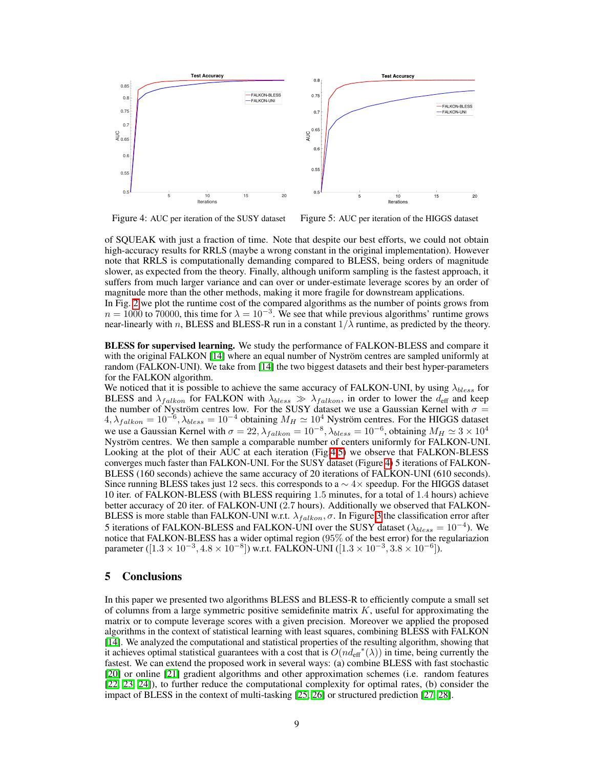Figure 4: AUC per iteration of the SUSY dataset

Figure 5: AUC per iteration of the HIGGS dataset

of SQUEAK with just a fraction of time. Note that despite our best efforts, we could not obtain high-accuracy results for RRLS (maybe a wrong constant in the original implementation). However note that RRLS is computationally demanding compared to BLESS, being orders of magnitude slower, as expected from the theory. Finally, although uniform sampling is the fastest approach, it suffers from much larger variance and can over or under-estimate leverage scores by an order of magnitude more than the other methods, making it more fragile for downstream applications.
In Fig. 2 we plot the runtime cost of the compared algorithms as the number of points grows from $n = 1000$ to 70000, this time for $\lambda = 10^{-3}$. We see that while previous algorithms' runtime grows near-linearly with $n$, BLESS and BLESS-R run in a constant $1/\lambda$ runtime, as predicted by the theory.

**BLESS for supervised learning.** We study the performance of FALKON-BLESS and compare it with the original FALKON [14] where an equal number of Nyström centres are sampled uniformly at random (FALKON-UNI). We take from [14] the two biggest datasets and their best hyper-parameters for the FALKON algorithm.
We noticed that it is possible to achieve the same accuracy of FALKON-UNI, by using $\lambda_{bless}$ for BLESS and $\lambda_{falkon}$ for FALKON with $\lambda_{bless} \gg \lambda_{falkon}$, in order to lower the $d_{\text{eff}}$ and keep the number of Nyström centres low. For the SUSY dataset we use a Gaussian Kernel with $\sigma = 4, \lambda_{falkon} = 10^{-6}, \lambda_{bless} = 10^{-4}$ obtaining $M_H \simeq 10^4$ Nyström centres. For the HIGGS dataset we use a Gaussian Kernel with $\sigma = 22, \lambda_{falkon} = 10^{-8}, \lambda_{bless} = 10^{-6}$, obtaining $M_H \simeq 3 \times 10^4$ Nyström centres. We then sample a comparable number of centers uniformly for FALKON-UNI. Looking at the plot of their AUC at each iteration (Fig.4,5) we observe that FALKON-BLESS converges much faster than FALKON-UNI. For the SUSY dataset (Figure 4) 5 iterations of FALKON-BLESS (160 seconds) achieve the same accuracy of 20 iterations of FALKON-UNI (610 seconds). Since running BLESS takes just 12 secs. this corresponds to a $\sim 4\times$ speedup. For the HIGGS dataset 10 iter. of FALKON-BLESS (with BLESS requiring 1.5 minutes, for a total of 1.4 hours) achieve better accuracy of 20 iter. of FALKON-UNI (2.7 hours). Additionally we observed that FALKON-BLESS is more stable than FALKON-UNI w.r.t. $\lambda_{falkon}, \sigma$. In Figure 3 the classification error after 5 iterations of FALKON-BLESS and FALKON-UNI over the SUSY dataset ($\lambda_{bless} = 10^{-4}$). We notice that FALKON-BLESS has a wider optimal region (95% of the best error) for the regulariazion parameter ($[1.3 \times 10^{-3}, 4.8 \times 10^{-8}]$) w.r.t. FALKON-UNI ($[1.3 \times 10^{-3}, 3.8 \times 10^{-6}]$).

## 5 Conclusions

In this paper we presented two algorithms BLESS and BLESS-R to efficiently compute a small set of columns from a large symmetric positive semidefinite matrix $K$, useful for approximating the matrix or to compute leverage scores with a given precision. Moreover we applied the proposed algorithms in the context of statistical learning with least squares, combining BLESS with FALKON [14]. We analyzed the computational and statistical properties of the resulting algorithm, showing that it achieves optimal statistical guarantees with a cost that is $O(n{d_{\text{eff}}}^*(\lambda))$ in time, being currently the fastest. We can extend the proposed work in several ways: (a) combine BLESS with fast stochastic [20] or online [21] gradient algorithms and other approximation schemes (i.e. random features [22, 23, 24]), to further reduce the computational complexity for optimal rates, (b) consider the impact of BLESS in the context of multi-tasking [25, 26] or structured prediction [27, 28].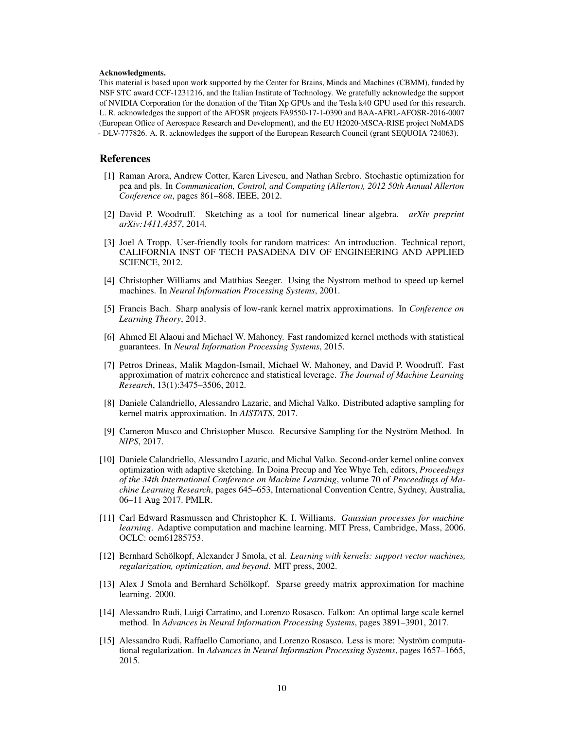**Acknowledgments.**

This material is based upon work supported by the Center for Brains, Minds and Machines (CBMM), funded by NSF STC award CCF-1231216, and the Italian Institute of Technology. We gratefully acknowledge the support of NVIDIA Corporation for the donation of the Titan Xp GPUs and the Tesla k40 GPU used for this research. L. R. acknowledges the support of the AFOSR projects FA9550-17-1-0390 and BAA-AFRL-AFOSR-2016-0007 (European Office of Aerospace Research and Development), and the EU H2020-MSCA-RISE project NoMADS - DLV-777826. A. R. acknowledges the support of the European Research Council (grant SEQUOIA 724063).

## References

[1] Raman Arora, Andrew Cotter, Karen Livescu, and Nathan Srebro. Stochastic optimization for pca and pls. In *Communication, Control, and Computing (Allerton), 2012 50th Annual Allerton Conference on*, pages 861–868. IEEE, 2012.

[2] David P. Woodruff. Sketching as a tool for numerical linear algebra. *arXiv preprint arXiv:1411.4357*, 2014.

[3] Joel A Tropp. User-friendly tools for random matrices: An introduction. Technical report, CALIFORNIA INST OF TECH PASADENA DIV OF ENGINEERING AND APPLIED SCIENCE, 2012.

[4] Christopher Williams and Matthias Seeger. Using the Nystrom method to speed up kernel machines. In *Neural Information Processing Systems*, 2001.

[5] Francis Bach. Sharp analysis of low-rank kernel matrix approximations. In *Conference on Learning Theory*, 2013.

[6] Ahmed El Alaoui and Michael W. Mahoney. Fast randomized kernel methods with statistical guarantees. In *Neural Information Processing Systems*, 2015.

[7] Petros Drineas, Malik Magdon-Ismail, Michael W. Mahoney, and David P. Woodruff. Fast approximation of matrix coherence and statistical leverage. *The Journal of Machine Learning Research*, 13(1):3475–3506, 2012.

[8] Daniele Calandriello, Alessandro Lazaric, and Michal Valko. Distributed adaptive sampling for kernel matrix approximation. In *AISTATS*, 2017.

[9] Cameron Musco and Christopher Musco. Recursive Sampling for the Nyström Method. In *NIPS*, 2017.

[10] Daniele Calandriello, Alessandro Lazaric, and Michal Valko. Second-order kernel online convex optimization with adaptive sketching. In Doina Precup and Yee Whye Teh, editors, *Proceedings of the 34th International Conference on Machine Learning*, volume 70 of *Proceedings of Machine Learning Research*, pages 645–653, International Convention Centre, Sydney, Australia, 06–11 Aug 2017. PMLR.

[11] Carl Edward Rasmussen and Christopher K. I. Williams. *Gaussian processes for machine learning*. Adaptive computation and machine learning. MIT Press, Cambridge, Mass, 2006. OCLC: ocm61285753.

[12] Bernhard Schölkopf, Alexander J Smola, et al. *Learning with kernels: support vector machines, regularization, optimization, and beyond*. MIT press, 2002.

[13] Alex J Smola and Bernhard Schölkopf. Sparse greedy matrix approximation for machine learning. 2000.

[14] Alessandro Rudi, Luigi Carratino, and Lorenzo Rosasco. Falkon: An optimal large scale kernel method. In *Advances in Neural Information Processing Systems*, pages 3891–3901, 2017.

[15] Alessandro Rudi, Raffaello Camoriano, and Lorenzo Rosasco. Less is more: Nyström computational regularization. In *Advances in Neural Information Processing Systems*, pages 1657–1665, 2015.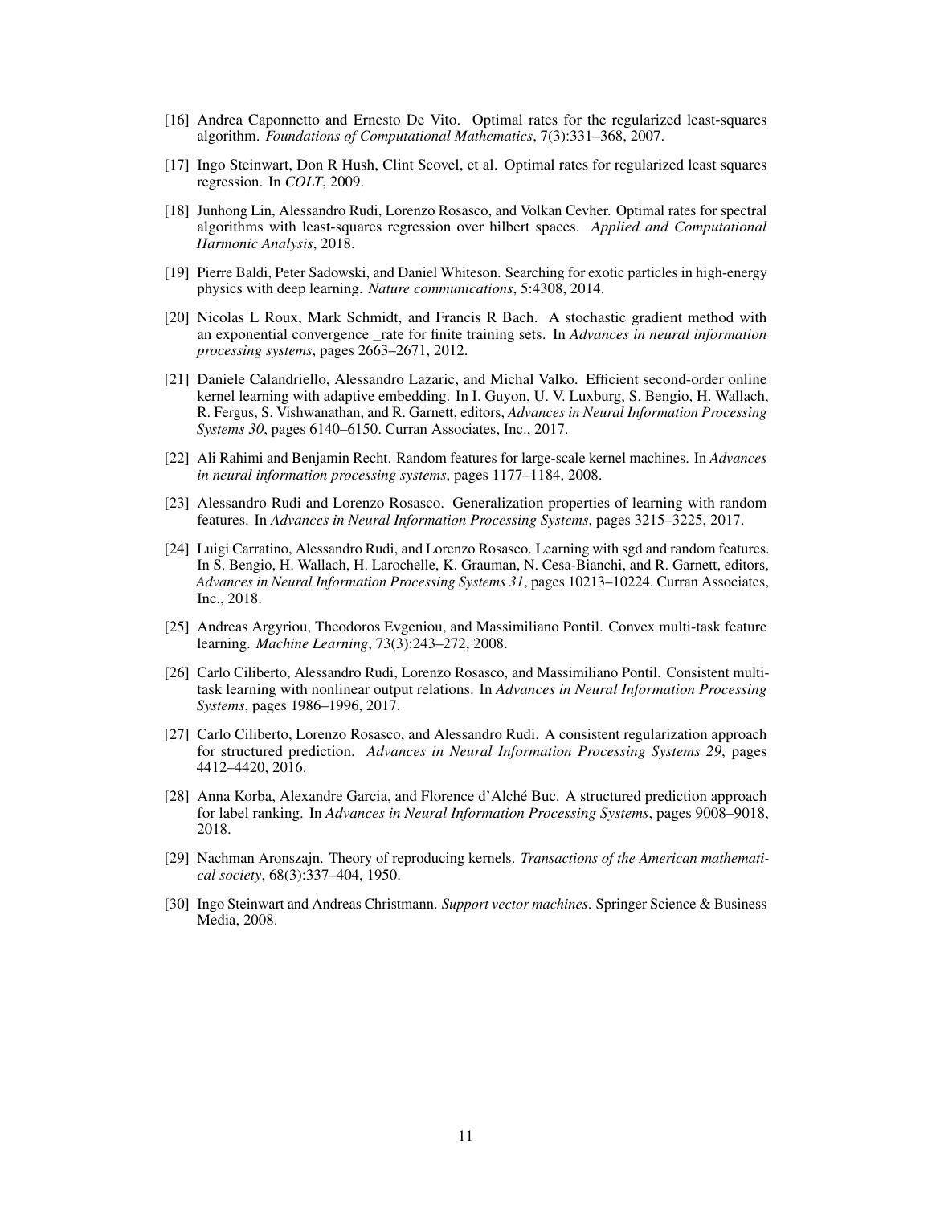[16] Andrea Caponnetto and Ernesto De Vito. Optimal rates for the regularized least-squares algorithm. *Foundations of Computational Mathematics*, 7(3):331–368, 2007.

[17] Ingo Steinwart, Don R Hush, Clint Scovel, et al. Optimal rates for regularized least squares regression. In *COLT*, 2009.

[18] Junhong Lin, Alessandro Rudi, Lorenzo Rosasco, and Volkan Cevher. Optimal rates for spectral algorithms with least-squares regression over hilbert spaces. *Applied and Computational Harmonic Analysis*, 2018.

[19] Pierre Baldi, Peter Sadowski, and Daniel Whiteson. Searching for exotic particles in high-energy physics with deep learning. *Nature communications*, 5:4308, 2014.

[20] Nicolas L Roux, Mark Schmidt, and Francis R Bach. A stochastic gradient method with an exponential convergence _rate for finite training sets. In *Advances in neural information processing systems*, pages 2663–2671, 2012.

[21] Daniele Calandriello, Alessandro Lazaric, and Michal Valko. Efficient second-order online kernel learning with adaptive embedding. In I. Guyon, U. V. Luxburg, S. Bengio, H. Wallach, R. Fergus, S. Vishwanathan, and R. Garnett, editors, *Advances in Neural Information Processing Systems 30*, pages 6140–6150. Curran Associates, Inc., 2017.

[22] Ali Rahimi and Benjamin Recht. Random features for large-scale kernel machines. In *Advances in neural information processing systems*, pages 1177–1184, 2008.

[23] Alessandro Rudi and Lorenzo Rosasco. Generalization properties of learning with random features. In *Advances in Neural Information Processing Systems*, pages 3215–3225, 2017.

[24] Luigi Carratino, Alessandro Rudi, and Lorenzo Rosasco. Learning with sgd and random features. In S. Bengio, H. Wallach, H. Larochelle, K. Grauman, N. Cesa-Bianchi, and R. Garnett, editors, *Advances in Neural Information Processing Systems 31*, pages 10213–10224. Curran Associates, Inc., 2018.

[25] Andreas Argyriou, Theodoros Evgeniou, and Massimiliano Pontil. Convex multi-task feature learning. *Machine Learning*, 73(3):243–272, 2008.

[26] Carlo Ciliberto, Alessandro Rudi, Lorenzo Rosasco, and Massimiliano Pontil. Consistent multi-task learning with nonlinear output relations. In *Advances in Neural Information Processing Systems*, pages 1986–1996, 2017.

[27] Carlo Ciliberto, Lorenzo Rosasco, and Alessandro Rudi. A consistent regularization approach for structured prediction. *Advances in Neural Information Processing Systems 29*, pages 4412–4420, 2016.

[28] Anna Korba, Alexandre Garcia, and Florence d'Alché Buc. A structured prediction approach for label ranking. In *Advances in Neural Information Processing Systems*, pages 9008–9018, 2018.

[29] Nachman Aronszajn. Theory of reproducing kernels. *Transactions of the American mathematical society*, 68(3):337–404, 1950.

[30] Ingo Steinwart and Andreas Christmann. *Support vector machines*. Springer Science & Business Media, 2008.